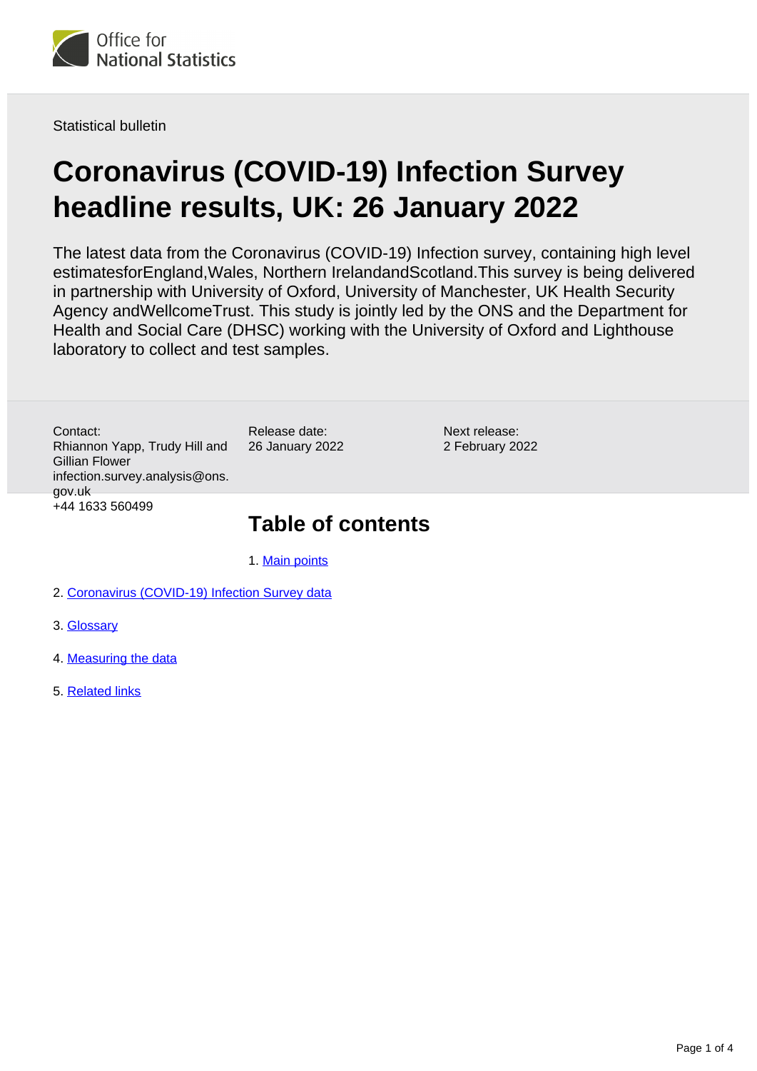Statistical bulletin

# Coronavirus (COVID-19) Infection Survey headline results, UK: 26 January 2022

The latest data from the Coronavirus (COVID-19) Infection survey, containing high level estimatesforEngland,Wales, Northern IrelandandScotland.This survey is being delivered in partnership with University of Oxford, University of Manchester, UK Health Security Agency andWellcomeTrust. This study is jointly led by the ONS and the Department for Health and Social Care (DHSC) working with the University of Oxford and Lighthouse laboratory to collect and test samples.

Contact:
Rhiannon Yapp, Trudy Hill and Gillian Flower
infection.survey.analysis@ons.gov.uk
+44 1633 560499

Release date:
26 January 2022

Next release:
2 February 2022

## Table of contents

1. Main points
2. Coronavirus (COVID-19) Infection Survey data
3. Glossary
4. Measuring the data
5. Related links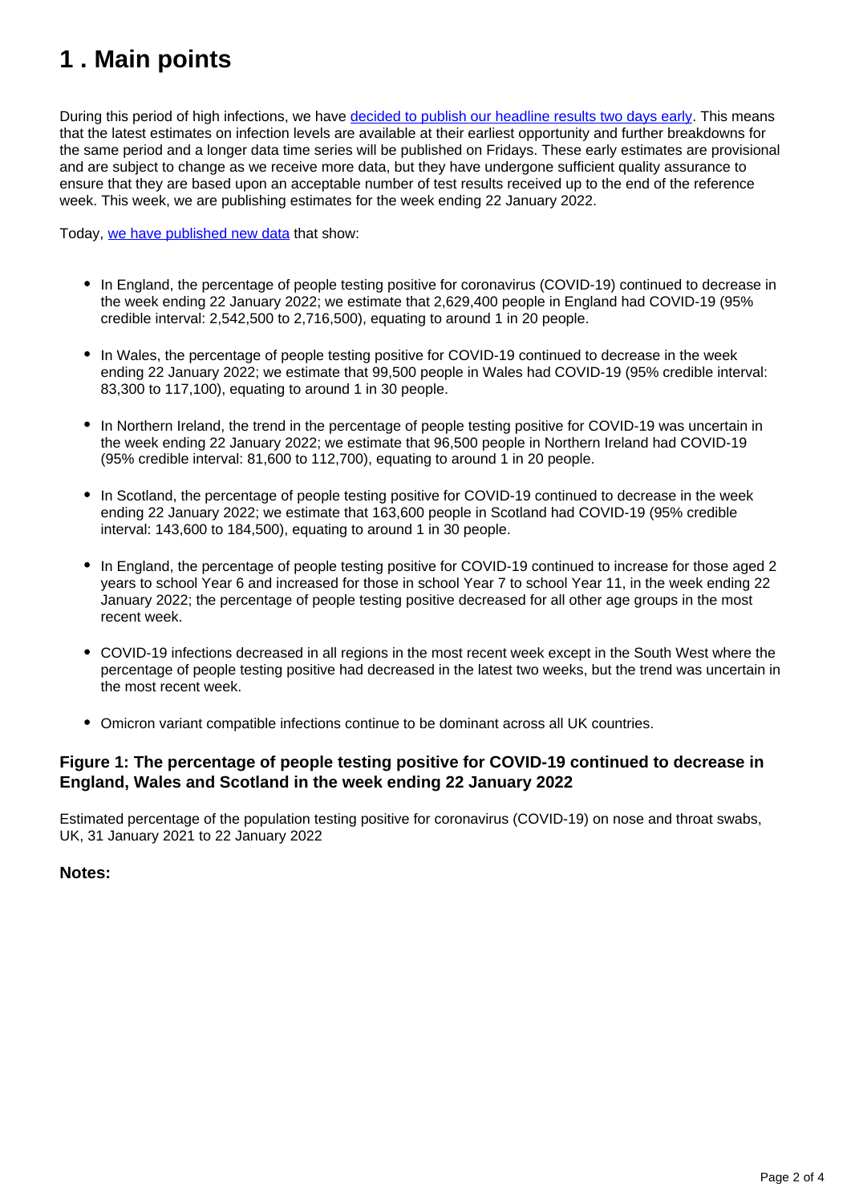# 1 . Main points

During this period of high infections, we have [decided to publish our headline results two days early](). This means that the latest estimates on infection levels are available at their earliest opportunity and further breakdowns for the same period and a longer data time series will be published on Fridays. These early estimates are provisional and are subject to change as we receive more data, but they have undergone sufficient quality assurance to ensure that they are based upon an acceptable number of test results received up to the end of the reference week. This week, we are publishing estimates for the week ending 22 January 2022.

Today, [we have published new data]() that show:

- In England, the percentage of people testing positive for coronavirus (COVID-19) continued to decrease in the week ending 22 January 2022; we estimate that 2,629,400 people in England had COVID-19 (95% credible interval: 2,542,500 to 2,716,500), equating to around 1 in 20 people.
- In Wales, the percentage of people testing positive for COVID-19 continued to decrease in the week ending 22 January 2022; we estimate that 99,500 people in Wales had COVID-19 (95% credible interval: 83,300 to 117,100), equating to around 1 in 30 people.
- In Northern Ireland, the trend in the percentage of people testing positive for COVID-19 was uncertain in the week ending 22 January 2022; we estimate that 96,500 people in Northern Ireland had COVID-19 (95% credible interval: 81,600 to 112,700), equating to around 1 in 20 people.
- In Scotland, the percentage of people testing positive for COVID-19 continued to decrease in the week ending 22 January 2022; we estimate that 163,600 people in Scotland had COVID-19 (95% credible interval: 143,600 to 184,500), equating to around 1 in 30 people.
- In England, the percentage of people testing positive for COVID-19 continued to increase for those aged 2 years to school Year 6 and increased for those in school Year 7 to school Year 11, in the week ending 22 January 2022; the percentage of people testing positive decreased for all other age groups in the most recent week.
- COVID-19 infections decreased in all regions in the most recent week except in the South West where the percentage of people testing positive had decreased in the latest two weeks, but the trend was uncertain in the most recent week.
- Omicron variant compatible infections continue to be dominant across all UK countries.

### Figure 1: The percentage of people testing positive for COVID-19 continued to decrease in England, Wales and Scotland in the week ending 22 January 2022

Estimated percentage of the population testing positive for coronavirus (COVID-19) on nose and throat swabs, UK, 31 January 2021 to 22 January 2022

**Notes:**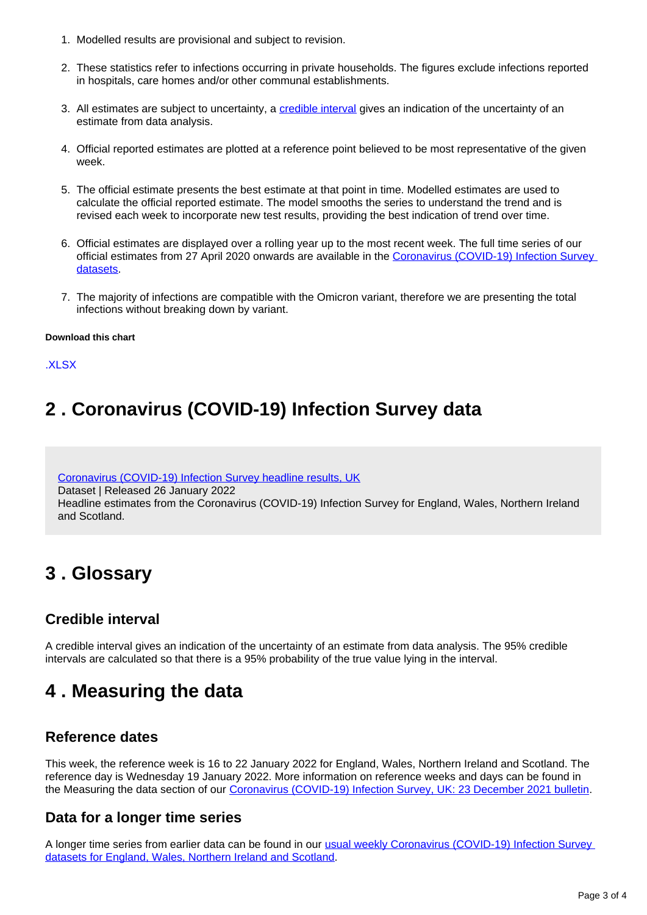1. Modelled results are provisional and subject to revision.
2. These statistics refer to infections occurring in private households. The figures exclude infections reported in hospitals, care homes and/or other communal establishments.
3. All estimates are subject to uncertainty, a credible interval gives an indication of the uncertainty of an estimate from data analysis.
4. Official reported estimates are plotted at a reference point believed to be most representative of the given week.
5. The official estimate presents the best estimate at that point in time. Modelled estimates are used to calculate the official reported estimate. The model smooths the series to understand the trend and is revised each week to incorporate new test results, providing the best indication of trend over time.
6. Official estimates are displayed over a rolling year up to the most recent week. The full time series of our official estimates from 27 April 2020 onwards are available in the Coronavirus (COVID-19) Infection Survey datasets.
7. The majority of infections are compatible with the Omicron variant, therefore we are presenting the total infections without breaking down by variant.

**Download this chart**

.XLSX

## 2 . Coronavirus (COVID-19) Infection Survey data

Coronavirus (COVID-19) Infection Survey headline results, UK
Dataset | Released 26 January 2022
Headline estimates from the Coronavirus (COVID-19) Infection Survey for England, Wales, Northern Ireland and Scotland.

## 3 . Glossary

### Credible interval

A credible interval gives an indication of the uncertainty of an estimate from data analysis. The 95% credible intervals are calculated so that there is a 95% probability of the true value lying in the interval.

## 4 . Measuring the data

### Reference dates

This week, the reference week is 16 to 22 January 2022 for England, Wales, Northern Ireland and Scotland. The reference day is Wednesday 19 January 2022. More information on reference weeks and days can be found in the Measuring the data section of our Coronavirus (COVID-19) Infection Survey, UK: 23 December 2021 bulletin.

### Data for a longer time series

A longer time series from earlier data can be found in our usual weekly Coronavirus (COVID-19) Infection Survey datasets for England, Wales, Northern Ireland and Scotland.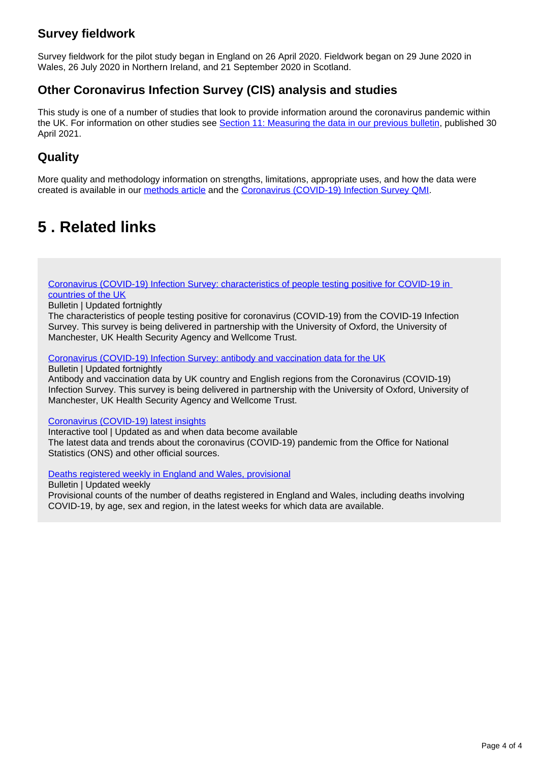### Survey fieldwork

Survey fieldwork for the pilot study began in England on 26 April 2020. Fieldwork began on 29 June 2020 in Wales, 26 July 2020 in Northern Ireland, and 21 September 2020 in Scotland.

### Other Coronavirus Infection Survey (CIS) analysis and studies

This study is one of a number of studies that look to provide information around the coronavirus pandemic within the UK. For information on other studies see [Section 11: Measuring the data in our previous bulletin](), published 30 April 2021.

### Quality

More quality and methodology information on strengths, limitations, appropriate uses, and how the data were created is available in our [methods article]() and the [Coronavirus (COVID-19) Infection Survey QMI]().

## 5 . Related links

[Coronavirus (COVID-19) Infection Survey: characteristics of people testing positive for COVID-19 in countries of the UK]()
Bulletin | Updated fortnightly
The characteristics of people testing positive for coronavirus (COVID-19) from the COVID-19 Infection Survey. This survey is being delivered in partnership with the University of Oxford, the University of Manchester, UK Health Security Agency and Wellcome Trust.

[Coronavirus (COVID-19) Infection Survey: antibody and vaccination data for the UK]()
Bulletin | Updated fortnightly
Antibody and vaccination data by UK country and English regions from the Coronavirus (COVID-19) Infection Survey. This survey is being delivered in partnership with the University of Oxford, University of Manchester, UK Health Security Agency and Wellcome Trust.

[Coronavirus (COVID-19) latest insights]()
Interactive tool | Updated as and when data become available
The latest data and trends about the coronavirus (COVID-19) pandemic from the Office for National Statistics (ONS) and other official sources.

[Deaths registered weekly in England and Wales, provisional]()
Bulletin | Updated weekly
Provisional counts of the number of deaths registered in England and Wales, including deaths involving COVID-19, by age, sex and region, in the latest weeks for which data are available.